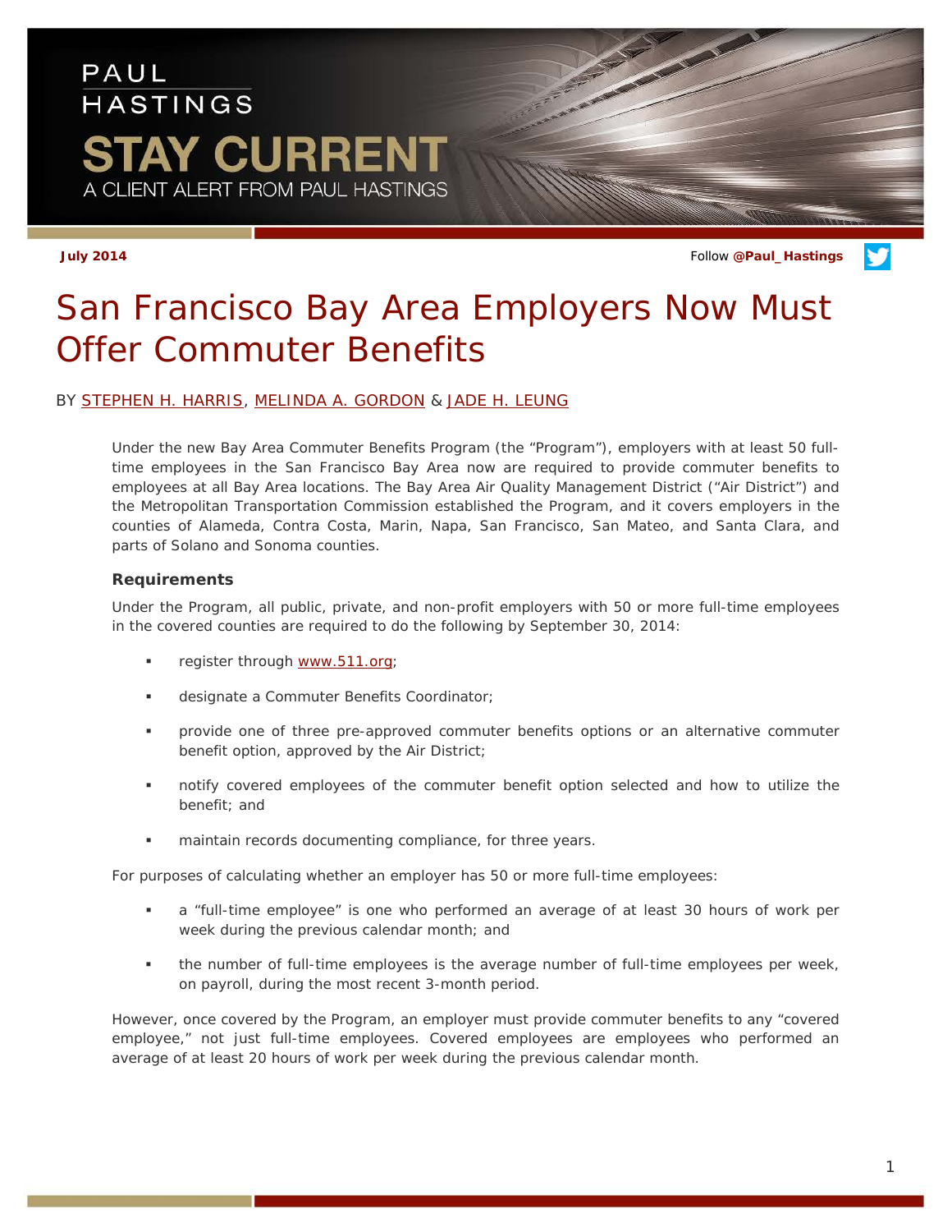PAUL HASTINGS

STAY CURRENT

A CLIENT ALERT FROM PAUL HASTINGS

July 2014

Follow @Paul_Hastings

# San Francisco Bay Area Employers Now Must Offer Commuter Benefits

BY STEPHEN H. HARRIS, MELINDA A. GORDON & JADE H. LEUNG

Under the new Bay Area Commuter Benefits Program (the "Program"), employers with at least 50 full-time employees in the San Francisco Bay Area now are required to provide commuter benefits to employees at all Bay Area locations. The Bay Area Air Quality Management District ("Air District") and the Metropolitan Transportation Commission established the Program, and it covers employers in the counties of Alameda, Contra Costa, Marin, Napa, San Francisco, San Mateo, and Santa Clara, and parts of Solano and Sonoma counties.

### Requirements

Under the Program, all public, private, and non-profit employers with 50 or more full-time employees in the covered counties are required to do the following by September 30, 2014:

- register through www.511.org;
- designate a Commuter Benefits Coordinator;
- provide one of three pre-approved commuter benefits options or an alternative commuter benefit option, approved by the Air District;
- notify covered employees of the commuter benefit option selected and how to utilize the benefit; and
- maintain records documenting compliance, for three years.

For purposes of calculating whether an employer has 50 or more full-time employees:

- a "full-time employee" is one who performed an average of at least 30 hours of work per week during the previous calendar month; and
- the number of full-time employees is the average number of full-time employees per week, on payroll, during the most recent 3-month period.

However, once covered by the Program, an employer must provide commuter benefits to any "covered employee," not just full-time employees. Covered employees are employees who performed an average of at least 20 hours of work per week during the previous calendar month.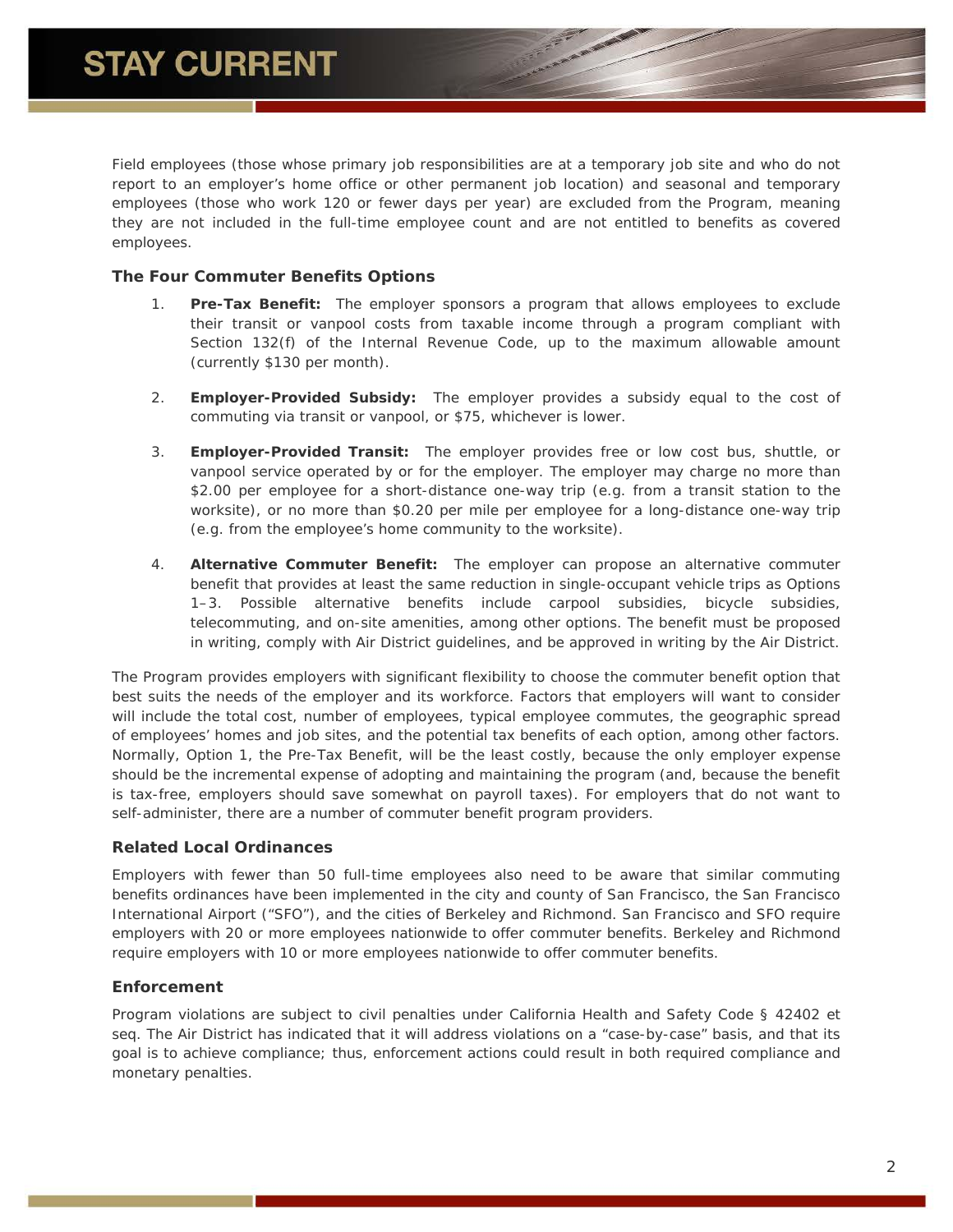Field employees (those whose primary job responsibilities are at a temporary job site and who do not report to an employer's home office or other permanent job location) and seasonal and temporary employees (those who work 120 or fewer days per year) are excluded from the Program, meaning they are not included in the full-time employee count and are not entitled to benefits as covered employees.

### The Four Commuter Benefits Options

1. **Pre-Tax Benefit:** The employer sponsors a program that allows employees to exclude their transit or vanpool costs from taxable income through a program compliant with Section 132(f) of the Internal Revenue Code, up to the maximum allowable amount (currently $130 per month).

2. **Employer-Provided Subsidy:** The employer provides a subsidy equal to the cost of commuting via transit or vanpool, or $75, whichever is lower.

3. **Employer-Provided Transit:** The employer provides free or low cost bus, shuttle, or vanpool service operated by or for the employer. The employer may charge no more than $2.00 per employee for a short-distance one-way trip (e.g. from a transit station to the worksite), or no more than $0.20 per mile per employee for a long-distance one-way trip (e.g. from the employee's home community to the worksite).

4. **Alternative Commuter Benefit:** The employer can propose an alternative commuter benefit that provides at least the same reduction in single-occupant vehicle trips as Options 1–3. Possible alternative benefits include carpool subsidies, bicycle subsidies, telecommuting, and on-site amenities, among other options. The benefit must be proposed in writing, comply with Air District guidelines, and be approved in writing by the Air District.

The Program provides employers with significant flexibility to choose the commuter benefit option that best suits the needs of the employer and its workforce. Factors that employers will want to consider will include the total cost, number of employees, typical employee commutes, the geographic spread of employees' homes and job sites, and the potential tax benefits of each option, among other factors. Normally, Option 1, the Pre-Tax Benefit, will be the least costly, because the only employer expense should be the incremental expense of adopting and maintaining the program (and, because the benefit is tax-free, employers should save somewhat on payroll taxes). For employers that do not want to self-administer, there are a number of commuter benefit program providers.

### Related Local Ordinances

Employers with fewer than 50 full-time employees also need to be aware that similar commuting benefits ordinances have been implemented in the city and county of San Francisco, the San Francisco International Airport ("SFO"), and the cities of Berkeley and Richmond. San Francisco and SFO require employers with 20 or more employees nationwide to offer commuter benefits. Berkeley and Richmond require employers with 10 or more employees nationwide to offer commuter benefits.

### Enforcement

Program violations are subject to civil penalties under California Health and Safety Code § 42402 et seq. The Air District has indicated that it will address violations on a "case-by-case" basis, and that its goal is to achieve compliance; thus, enforcement actions could result in both required compliance and monetary penalties.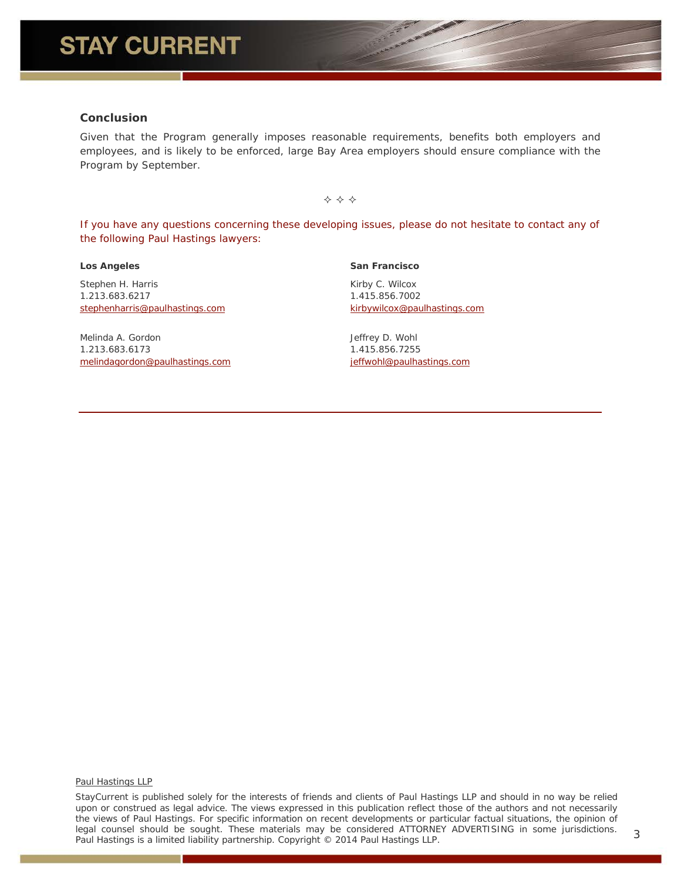### Conclusion

Given that the Program generally imposes reasonable requirements, benefits both employers and employees, and is likely to be enforced, large Bay Area employers should ensure compliance with the Program by September.

✧ ✧ ✧

If you have any questions concerning these developing issues, please do not hesitate to contact any of the following Paul Hastings lawyers:

**Los Angeles**

Stephen H. Harris
1.213.683.6217
stephenharris@paulhastings.com

Melinda A. Gordon
1.213.683.6173
melindagordon@paulhastings.com

**San Francisco**

Kirby C. Wilcox
1.415.856.7002
kirbywilcox@paulhastings.com

Jeffrey D. Wohl
1.415.856.7255
jeffwohl@paulhastings.com

---

Paul Hastings LLP

StayCurrent is published solely for the interests of friends and clients of Paul Hastings LLP and should in no way be relied upon or construed as legal advice. The views expressed in this publication reflect those of the authors and not necessarily the views of Paul Hastings. For specific information on recent developments or particular factual situations, the opinion of legal counsel should be sought. These materials may be considered ATTORNEY ADVERTISING in some jurisdictions. Paul Hastings is a limited liability partnership. Copyright © 2014 Paul Hastings LLP.